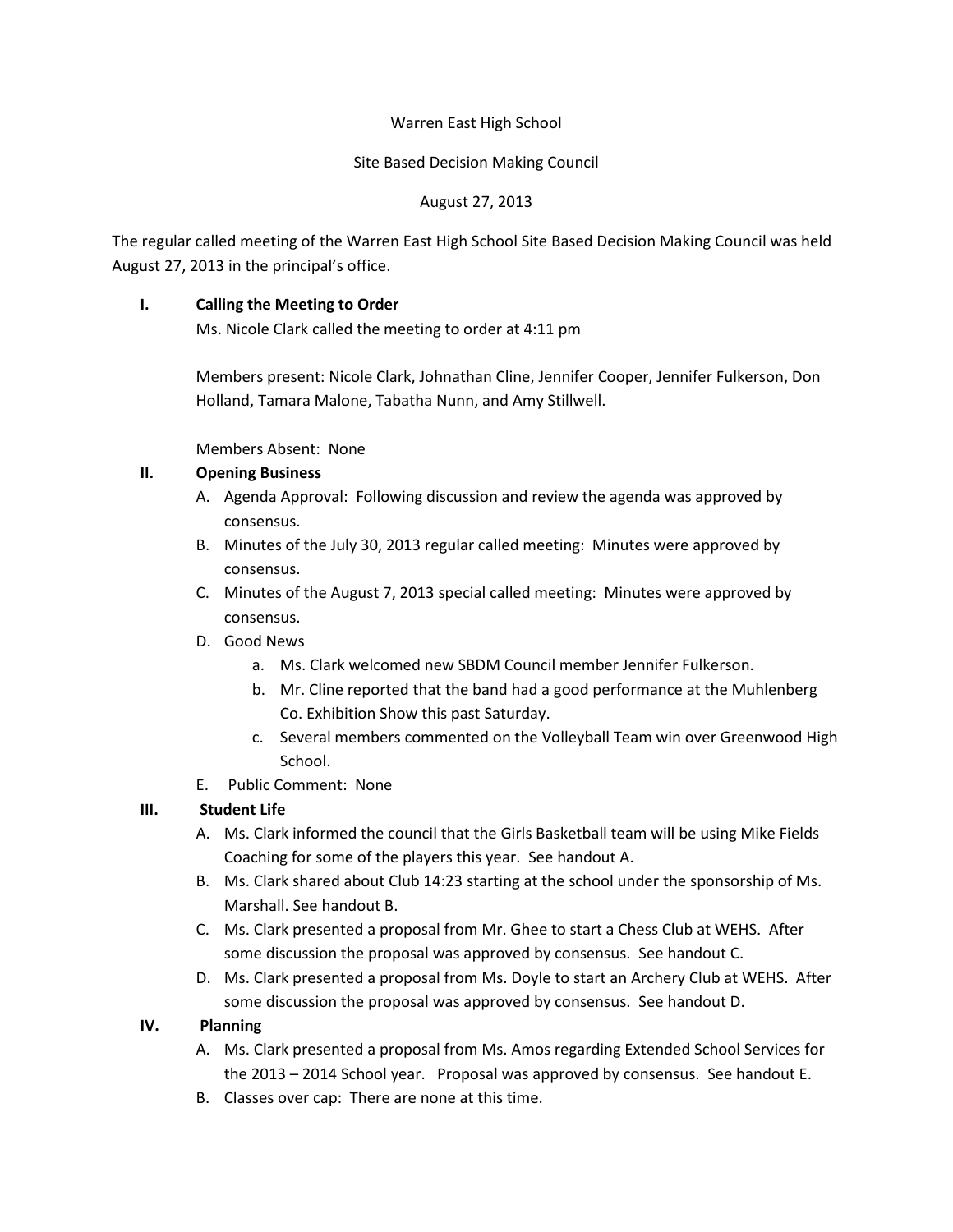Warren East High School

Site Based Decision Making Council

August 27, 2013

The regular called meeting of the Warren East High School Site Based Decision Making Council was held August 27, 2013 in the principal's office.

**I. Calling the Meeting to Order**

Ms. Nicole Clark called the meeting to order at 4:11 pm

Members present: Nicole Clark, Johnathan Cline, Jennifer Cooper, Jennifer Fulkerson, Don Holland, Tamara Malone, Tabatha Nunn, and Amy Stillwell.

Members Absent: None

**II. Opening Business**

A. Agenda Approval: Following discussion and review the agenda was approved by consensus.

B. Minutes of the July 30, 2013 regular called meeting: Minutes were approved by consensus.

C. Minutes of the August 7, 2013 special called meeting: Minutes were approved by consensus.

D. Good News

   a. Ms. Clark welcomed new SBDM Council member Jennifer Fulkerson.

   b. Mr. Cline reported that the band had a good performance at the Muhlenberg Co. Exhibition Show this past Saturday.

   c. Several members commented on the Volleyball Team win over Greenwood High School.

E. Public Comment: None

**III. Student Life**

A. Ms. Clark informed the council that the Girls Basketball team will be using Mike Fields Coaching for some of the players this year. See handout A.

B. Ms. Clark shared about Club 14:23 starting at the school under the sponsorship of Ms. Marshall. See handout B.

C. Ms. Clark presented a proposal from Mr. Ghee to start a Chess Club at WEHS. After some discussion the proposal was approved by consensus. See handout C.

D. Ms. Clark presented a proposal from Ms. Doyle to start an Archery Club at WEHS. After some discussion the proposal was approved by consensus. See handout D.

**IV. Planning**

A. Ms. Clark presented a proposal from Ms. Amos regarding Extended School Services for the 2013 – 2014 School year. Proposal was approved by consensus. See handout E.

B. Classes over cap: There are none at this time.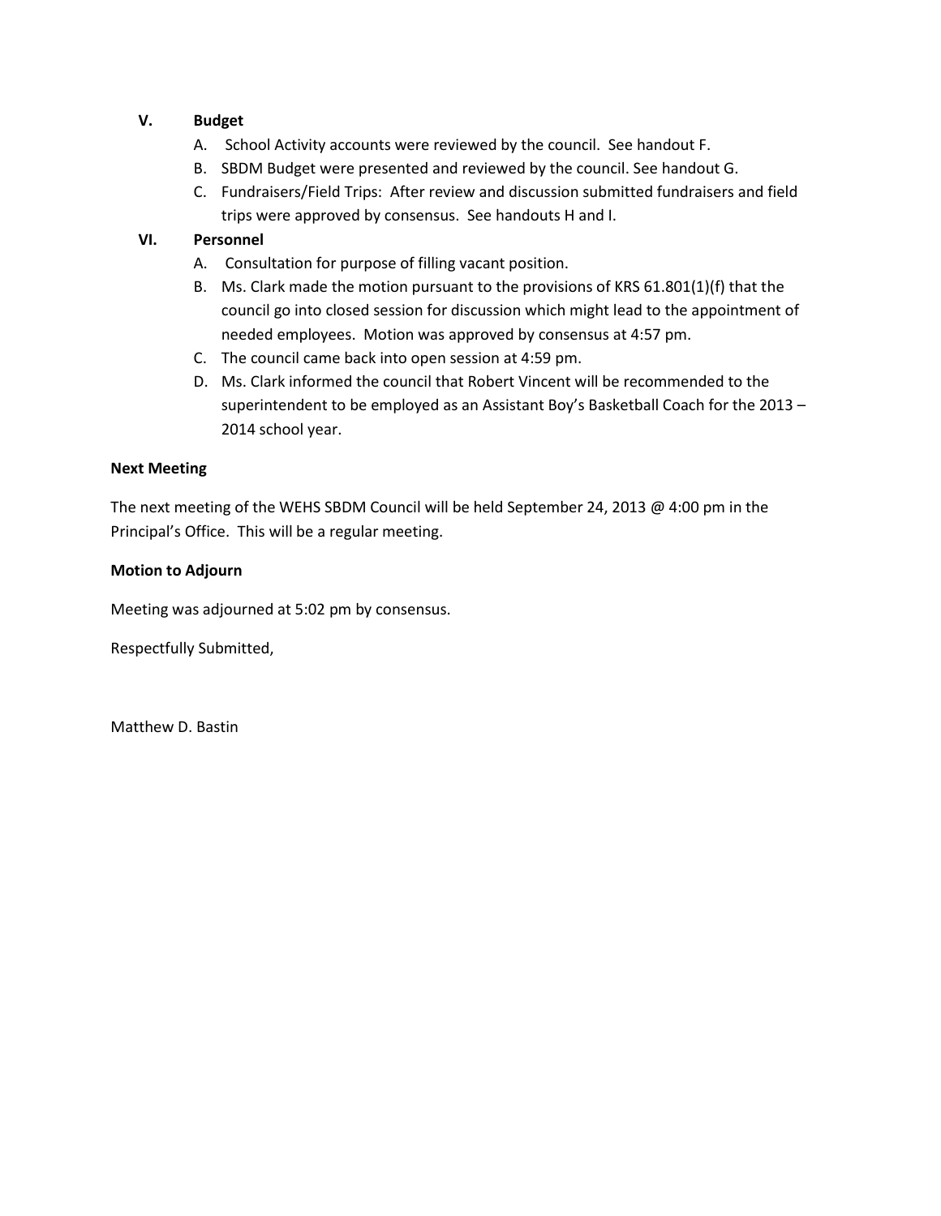## V. Budget

A. School Activity accounts were reviewed by the council. See handout F.
B. SBDM Budget were presented and reviewed by the council. See handout G.
C. Fundraisers/Field Trips: After review and discussion submitted fundraisers and field trips were approved by consensus. See handouts H and I.

## VI. Personnel

A. Consultation for purpose of filling vacant position.
B. Ms. Clark made the motion pursuant to the provisions of KRS 61.801(1)(f) that the council go into closed session for discussion which might lead to the appointment of needed employees. Motion was approved by consensus at 4:57 pm.
C. The council came back into open session at 4:59 pm.
D. Ms. Clark informed the council that Robert Vincent will be recommended to the superintendent to be employed as an Assistant Boy's Basketball Coach for the 2013 – 2014 school year.

**Next Meeting**

The next meeting of the WEHS SBDM Council will be held September 24, 2013 @ 4:00 pm in the Principal's Office. This will be a regular meeting.

**Motion to Adjourn**

Meeting was adjourned at 5:02 pm by consensus.

Respectfully Submitted,

Matthew D. Bastin